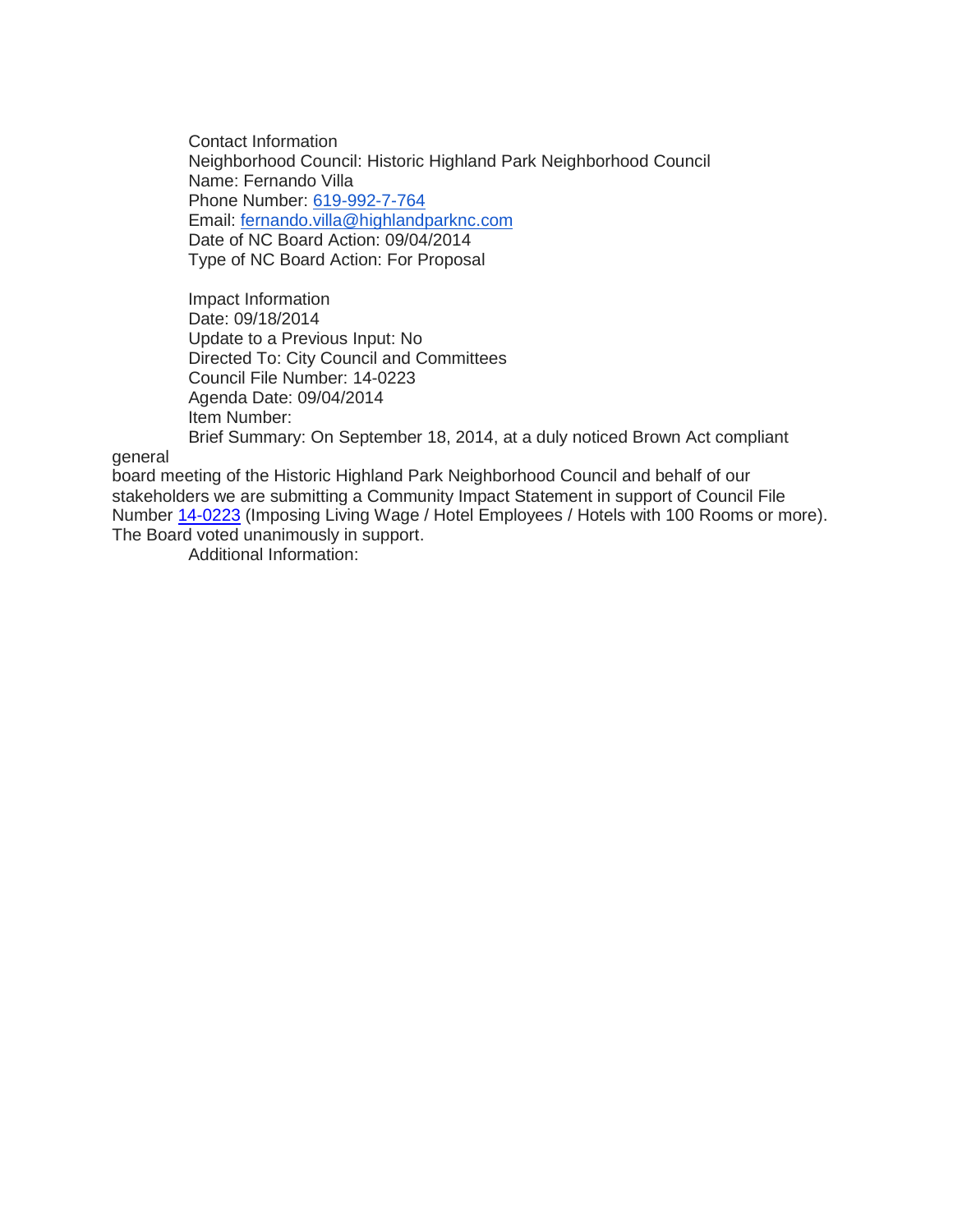Contact Information
Neighborhood Council: Historic Highland Park Neighborhood Council
Name: Fernando Villa
Phone Number: 619-992-7-764
Email: fernando.villa@highlandparknc.com
Date of NC Board Action: 09/04/2014
Type of NC Board Action: For Proposal

Impact Information
Date: 09/18/2014
Update to a Previous Input: No
Directed To: City Council and Committees
Council File Number: 14-0223
Agenda Date: 09/04/2014
Item Number:
Brief Summary: On September 18, 2014, at a duly noticed Brown Act compliant general
board meeting of the Historic Highland Park Neighborhood Council and behalf of our stakeholders we are submitting a Community Impact Statement in support of Council File Number 14-0223 (Imposing Living Wage / Hotel Employees / Hotels with 100 Rooms or more). The Board voted unanimously in support.
Additional Information: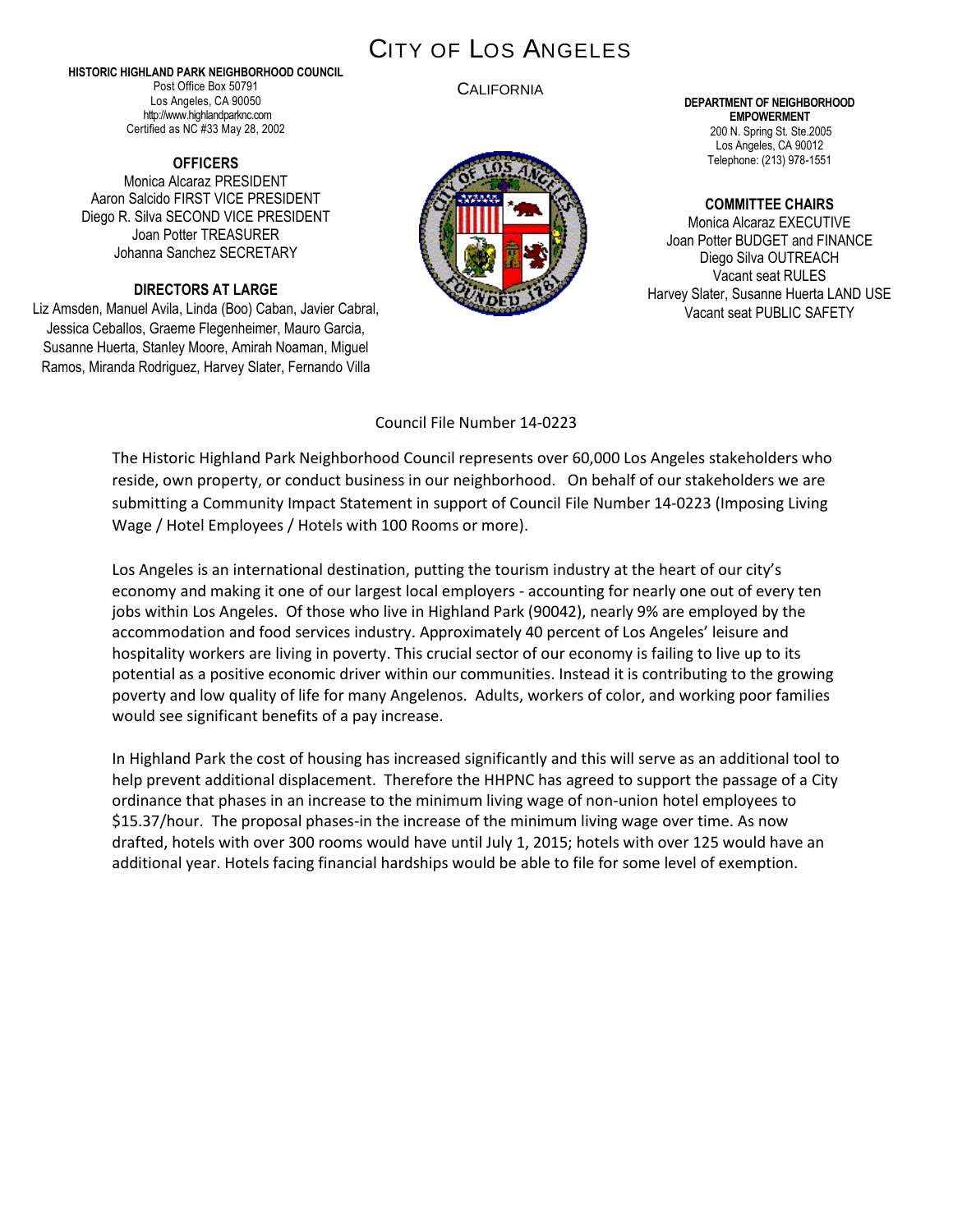# CITY OF LOS ANGELES

CALIFORNIA

**HISTORIC HIGHLAND PARK NEIGHBORHOOD COUNCIL**
Post Office Box 50791
Los Angeles, CA 90050
http://www.highlandparknc.com
Certified as NC #33 May 28, 2002

**OFFICERS**
Monica Alcaraz PRESIDENT
Aaron Salcido FIRST VICE PRESIDENT
Diego R. Silva SECOND VICE PRESIDENT
Joan Potter TREASURER
Johanna Sanchez SECRETARY

**DIRECTORS AT LARGE**
Liz Amsden, Manuel Avila, Linda (Boo) Caban, Javier Cabral, Jessica Ceballos, Graeme Flegenheimer, Mauro Garcia, Susanne Huerta, Stanley Moore, Amirah Noaman, Miguel Ramos, Miranda Rodriguez, Harvey Slater, Fernando Villa

**DEPARTMENT OF NEIGHBORHOOD EMPOWERMENT**
200 N. Spring St. Ste.2005
Los Angeles, CA 90012
Telephone: (213) 978-1551

**COMMITTEE CHAIRS**
Monica Alcaraz EXECUTIVE
Joan Potter BUDGET and FINANCE
Diego Silva OUTREACH
Vacant seat RULES
Harvey Slater, Susanne Huerta LAND USE
Vacant seat PUBLIC SAFETY

Council File Number 14-0223

The Historic Highland Park Neighborhood Council represents over 60,000 Los Angeles stakeholders who reside, own property, or conduct business in our neighborhood. On behalf of our stakeholders we are submitting a Community Impact Statement in support of Council File Number 14-0223 (Imposing Living Wage / Hotel Employees / Hotels with 100 Rooms or more).

Los Angeles is an international destination, putting the tourism industry at the heart of our city's economy and making it one of our largest local employers - accounting for nearly one out of every ten jobs within Los Angeles. Of those who live in Highland Park (90042), nearly 9% are employed by the accommodation and food services industry. Approximately 40 percent of Los Angeles' leisure and hospitality workers are living in poverty. This crucial sector of our economy is failing to live up to its potential as a positive economic driver within our communities. Instead it is contributing to the growing poverty and low quality of life for many Angelenos. Adults, workers of color, and working poor families would see significant benefits of a pay increase.

In Highland Park the cost of housing has increased significantly and this will serve as an additional tool to help prevent additional displacement. Therefore the HHPNC has agreed to support the passage of a City ordinance that phases in an increase to the minimum living wage of non-union hotel employees to $15.37/hour. The proposal phases-in the increase of the minimum living wage over time. As now drafted, hotels with over 300 rooms would have until July 1, 2015; hotels with over 125 would have an additional year. Hotels facing financial hardships would be able to file for some level of exemption.